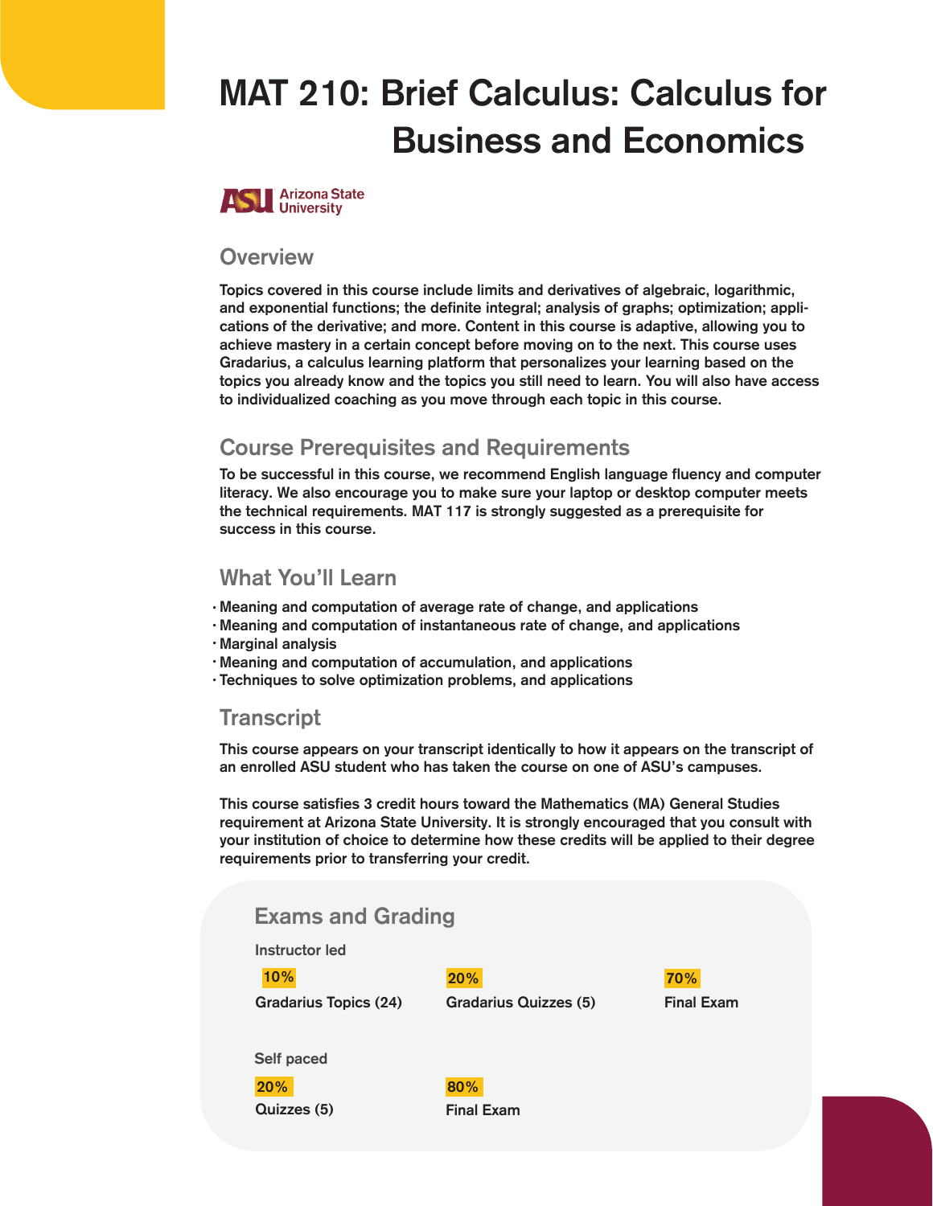# MAT 210: Brief Calculus: Calculus for Business and Economics

Arizona State University

## Overview

Topics covered in this course include limits and derivatives of algebraic, logarithmic, and exponential functions; the definite integral; analysis of graphs; optimization; applications of the derivative; and more. Content in this course is adaptive, allowing you to achieve mastery in a certain concept before moving on to the next. This course uses Gradarius, a calculus learning platform that personalizes your learning based on the topics you already know and the topics you still need to learn. You will also have access to individualized coaching as you move through each topic in this course.

## Course Prerequisites and Requirements

To be successful in this course, we recommend English language fluency and computer literacy. We also encourage you to make sure your laptop or desktop computer meets the technical requirements. MAT 117 is strongly suggested as a prerequisite for success in this course.

## What You'll Learn

- Meaning and computation of average rate of change, and applications
- Meaning and computation of instantaneous rate of change, and applications
- Marginal analysis
- Meaning and computation of accumulation, and applications
- Techniques to solve optimization problems, and applications

## Transcript

This course appears on your transcript identically to how it appears on the transcript of an enrolled ASU student who has taken the course on one of ASU's campuses.

This course satisfies 3 credit hours toward the Mathematics (MA) General Studies requirement at Arizona State University. It is strongly encouraged that you consult with your institution of choice to determine how these credits will be applied to their degree requirements prior to transferring your credit.

## Exams and Grading

Instructor led

| | | |
|---|---|---|
| 10% | 20% | 70% |
| Gradarius Topics (24) | Gradarius Quizzes (5) | Final Exam |

Self paced

| | |
|---|---|
| 20% | 80% |
| Quizzes (5) | Final Exam |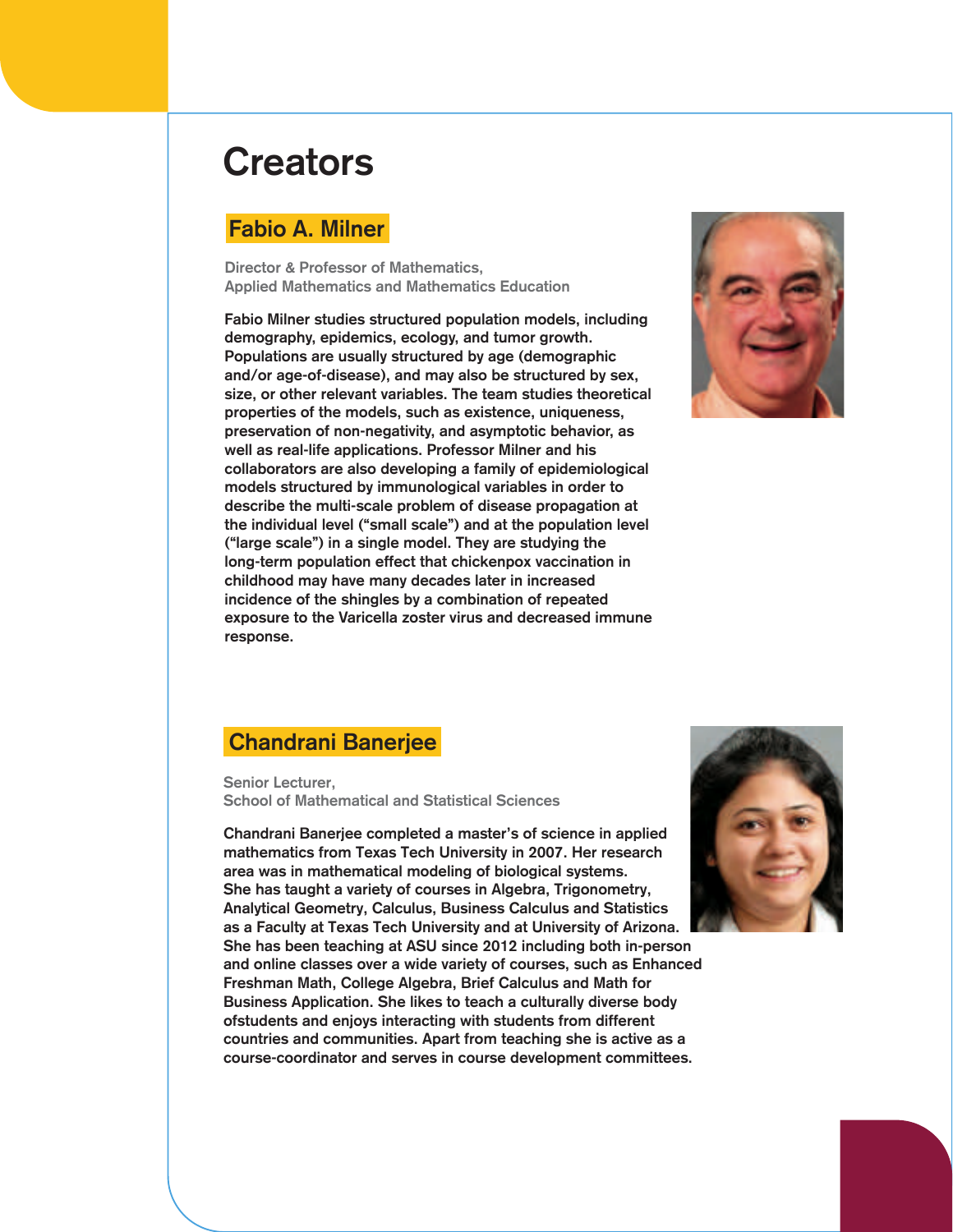# Creators

## Fabio A. Milner

Director & Professor of Mathematics,
Applied Mathematics and Mathematics Education

**Fabio Milner studies structured population models, including demography, epidemics, ecology, and tumor growth. Populations are usually structured by age (demographic and/or age-of-disease), and may also be structured by sex, size, or other relevant variables. The team studies theoretical properties of the models, such as existence, uniqueness, preservation of non-negativity, and asymptotic behavior, as well as real-life applications. Professor Milner and his collaborators are also developing a family of epidemiological models structured by immunological variables in order to describe the multi-scale problem of disease propagation at the individual level ("small scale") and at the population level ("large scale") in a single model. They are studying the long-term population effect that chickenpox vaccination in childhood may have many decades later in increased incidence of the shingles by a combination of repeated exposure to the Varicella zoster virus and decreased immune response.**

## Chandrani Banerjee

Senior Lecturer,
School of Mathematical and Statistical Sciences

**Chandrani Banerjee completed a master's of science in applied mathematics from Texas Tech University in 2007. Her research area was in mathematical modeling of biological systems. She has taught a variety of courses in Algebra, Trigonometry, Analytical Geometry, Calculus, Business Calculus and Statistics as a Faculty at Texas Tech University and at University of Arizona. She has been teaching at ASU since 2012 including both in-person and online classes over a wide variety of courses, such as Enhanced Freshman Math, College Algebra, Brief Calculus and Math for Business Application. She likes to teach a culturally diverse body ofstudents and enjoys interacting with students from different countries and communities. Apart from teaching she is active as a course-coordinator and serves in course development committees.**